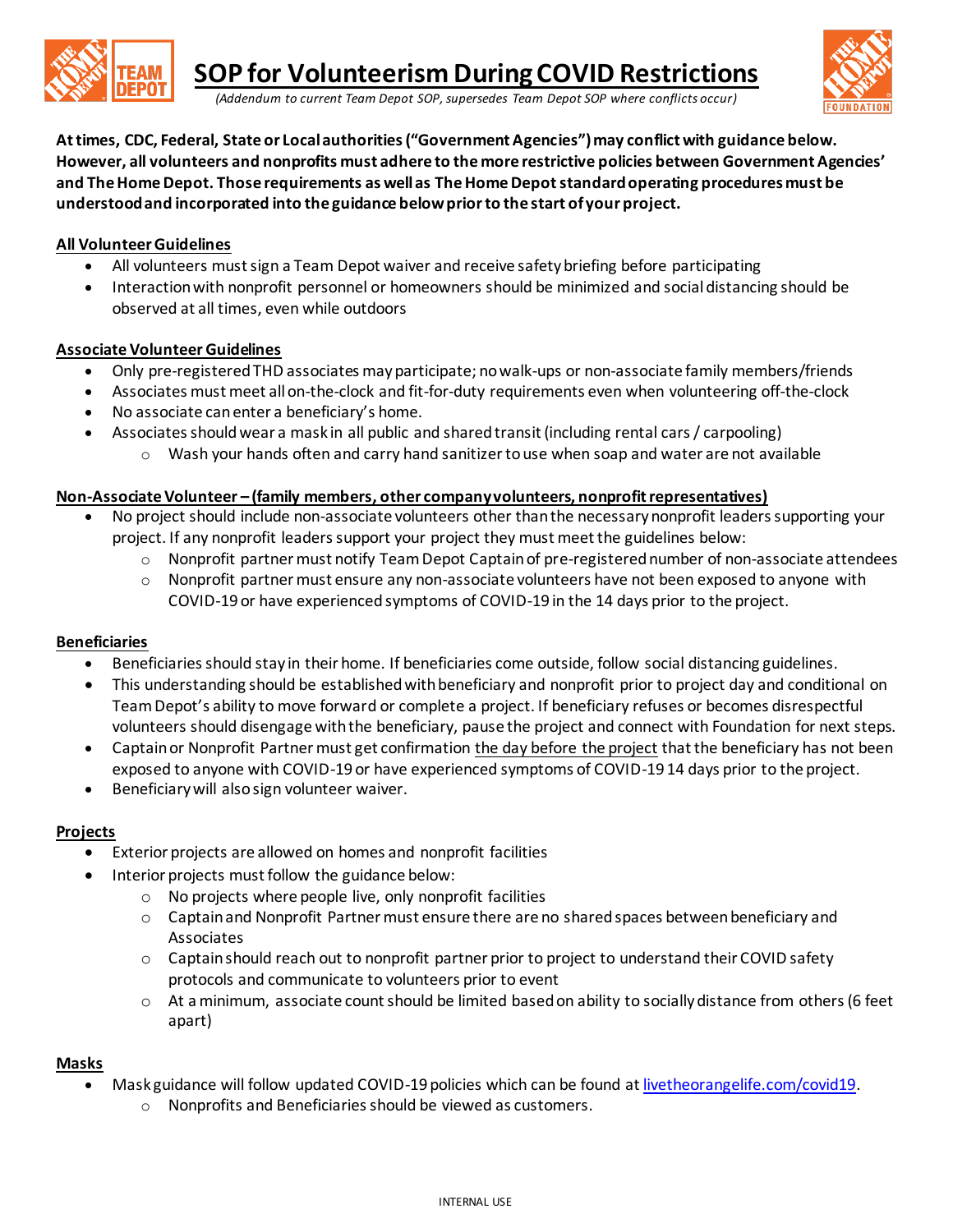# SOP for Volunteerism During COVID Restrictions

*(Addendum to current Team Depot SOP, supersedes Team Depot SOP where conflicts occur)*

**At times, CDC, Federal, State or Local authorities ("Government Agencies") may conflict with guidance below. However, all volunteers and nonprofits must adhere to the more restrictive policies between Government Agencies' and The Home Depot. Those requirements as well as The Home Depot standard operating procedures must be understood and incorporated into the guidance below prior to the start of your project.**

## All Volunteer Guidelines

- All volunteers must sign a Team Depot waiver and receive safety briefing before participating
- Interaction with nonprofit personnel or homeowners should be minimized and social distancing should be observed at all times, even while outdoors

## Associate Volunteer Guidelines

- Only pre-registered THD associates may participate; no walk-ups or non-associate family members/friends
- Associates must meet all on-the-clock and fit-for-duty requirements even when volunteering off-the-clock
- No associate can enter a beneficiary's home.
- Associates should wear a mask in all public and shared transit (including rental cars / carpooling)
  - Wash your hands often and carry hand sanitizer to use when soap and water are not available

## Non-Associate Volunteer – (family members, other company volunteers, nonprofit representatives)

- No project should include non-associate volunteers other than the necessary nonprofit leaders supporting your project. If any nonprofit leaders support your project they must meet the guidelines below:
  - Nonprofit partner must notify Team Depot Captain of pre-registered number of non-associate attendees
  - Nonprofit partner must ensure any non-associate volunteers have not been exposed to anyone with COVID-19 or have experienced symptoms of COVID-19 in the 14 days prior to the project.

## Beneficiaries

- Beneficiaries should stay in their home. If beneficiaries come outside, follow social distancing guidelines.
- This understanding should be established with beneficiary and nonprofit prior to project day and conditional on Team Depot's ability to move forward or complete a project. If beneficiary refuses or becomes disrespectful volunteers should disengage with the beneficiary, pause the project and connect with Foundation for next steps.
- Captain or Nonprofit Partner must get confirmation <u>the day before the project</u> that the beneficiary has not been exposed to anyone with COVID-19 or have experienced symptoms of COVID-19 14 days prior to the project.
- Beneficiary will also sign volunteer waiver.

## Projects

- Exterior projects are allowed on homes and nonprofit facilities
- Interior projects must follow the guidance below:
  - No projects where people live, only nonprofit facilities
  - Captain and Nonprofit Partner must ensure there are no shared spaces between beneficiary and Associates
  - Captain should reach out to nonprofit partner prior to project to understand their COVID safety protocols and communicate to volunteers prior to event
  - At a minimum, associate count should be limited based on ability to socially distance from others (6 feet apart)

## Masks

- Mask guidance will follow updated COVID-19 policies which can be found at [livetheorangelife.com/covid19](livetheorangelife.com/covid19).
  - Nonprofits and Beneficiaries should be viewed as customers.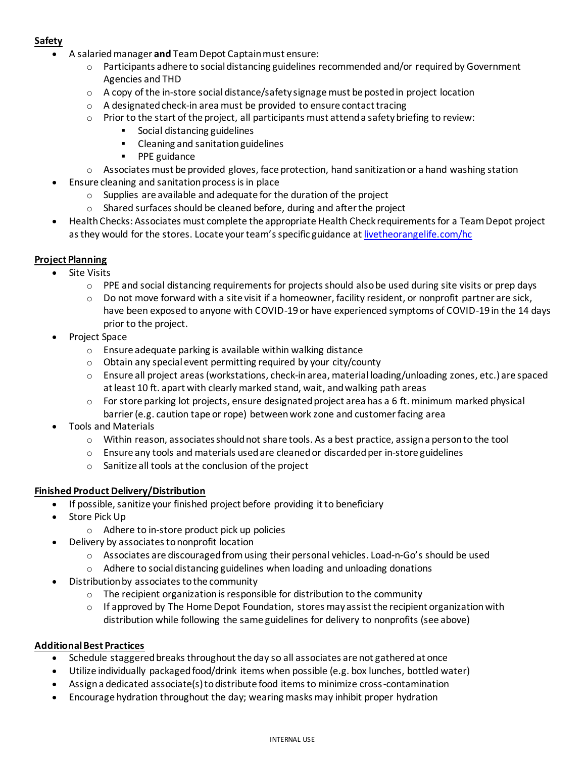**Safety**

- A salaried manager **and** Team Depot Captain must ensure:
  - Participants adhere to social distancing guidelines recommended and/or required by Government Agencies and THD
  - A copy of the in-store social distance/safety signage must be posted in project location
  - A designated check-in area must be provided to ensure contact tracing
  - Prior to the start of the project, all participants must attend a safety briefing to review:
    - Social distancing guidelines
    - Cleaning and sanitation guidelines
    - PPE guidance
  - Associates must be provided gloves, face protection, hand sanitization or a hand washing station
- Ensure cleaning and sanitation process is in place
  - Supplies are available and adequate for the duration of the project
  - Shared surfaces should be cleaned before, during and after the project
- Health Checks: Associates must complete the appropriate Health Check requirements for a Team Depot project as they would for the stores. Locate your team's specific guidance at [livetheorangelife.com/hc](livetheorangelife.com/hc)

**Project Planning**

- Site Visits
  - PPE and social distancing requirements for projects should also be used during site visits or prep days
  - Do not move forward with a site visit if a homeowner, facility resident, or nonprofit partner are sick, have been exposed to anyone with COVID-19 or have experienced symptoms of COVID-19 in the 14 days prior to the project.
- Project Space
  - Ensure adequate parking is available within walking distance
  - Obtain any special event permitting required by your city/county
  - Ensure all project areas (workstations, check-in area, material loading/unloading zones, etc.) are spaced at least 10 ft. apart with clearly marked stand, wait, and walking path areas
  - For store parking lot projects, ensure designated project area has a 6 ft. minimum marked physical barrier (e.g. caution tape or rope) between work zone and customer facing area
- Tools and Materials
  - Within reason, associates should not share tools. As a best practice, assign a person to the tool
  - Ensure any tools and materials used are cleaned or discarded per in-store guidelines
  - Sanitize all tools at the conclusion of the project

**Finished Product Delivery/Distribution**

- If possible, sanitize your finished project before providing it to beneficiary
- Store Pick Up
  - Adhere to in-store product pick up policies
- Delivery by associates to nonprofit location
  - Associates are discouraged from using their personal vehicles. Load-n-Go's should be used
  - Adhere to social distancing guidelines when loading and unloading donations
- Distribution by associates to the community
  - The recipient organization is responsible for distribution to the community
  - If approved by The Home Depot Foundation, stores may assist the recipient organization with distribution while following the same guidelines for delivery to nonprofits (see above)

**Additional Best Practices**

- Schedule staggered breaks throughout the day so all associates are not gathered at once
- Utilize individually packaged food/drink items when possible (e.g. box lunches, bottled water)
- Assign a dedicated associate(s) to distribute food items to minimize cross-contamination
- Encourage hydration throughout the day; wearing masks may inhibit proper hydration

INTERNAL USE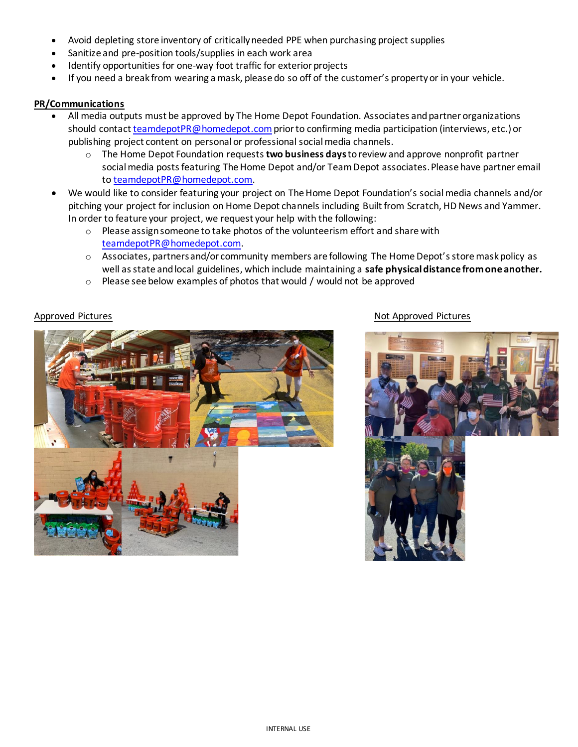- Avoid depleting store inventory of critically needed PPE when purchasing project supplies
- Sanitize and pre-position tools/supplies in each work area
- Identify opportunities for one-way foot traffic for exterior projects
- If you need a break from wearing a mask, please do so off of the customer's property or in your vehicle.

## PR/Communications

- All media outputs must be approved by The Home Depot Foundation. Associates and partner organizations should contact teamdepotPR@homedepot.com prior to confirming media participation (interviews, etc.) or publishing project content on personal or professional social media channels.
  - The Home Depot Foundation requests **two business days** to review and approve nonprofit partner social media posts featuring The Home Depot and/or Team Depot associates. Please have partner email to teamdepotPR@homedepot.com.
- We would like to consider featuring your project on The Home Depot Foundation's social media channels and/or pitching your project for inclusion on Home Depot channels including Built from Scratch, HD News and Yammer. In order to feature your project, we request your help with the following:
  - Please assign someone to take photos of the volunteerism effort and share with teamdepotPR@homedepot.com.
  - Associates, partners and/or community members are following The Home Depot's store mask policy as well as state and local guidelines, which include maintaining a **safe physical distance from one another.**
  - Please see below examples of photos that would / would not be approved

Approved Pictures

Not Approved Pictures